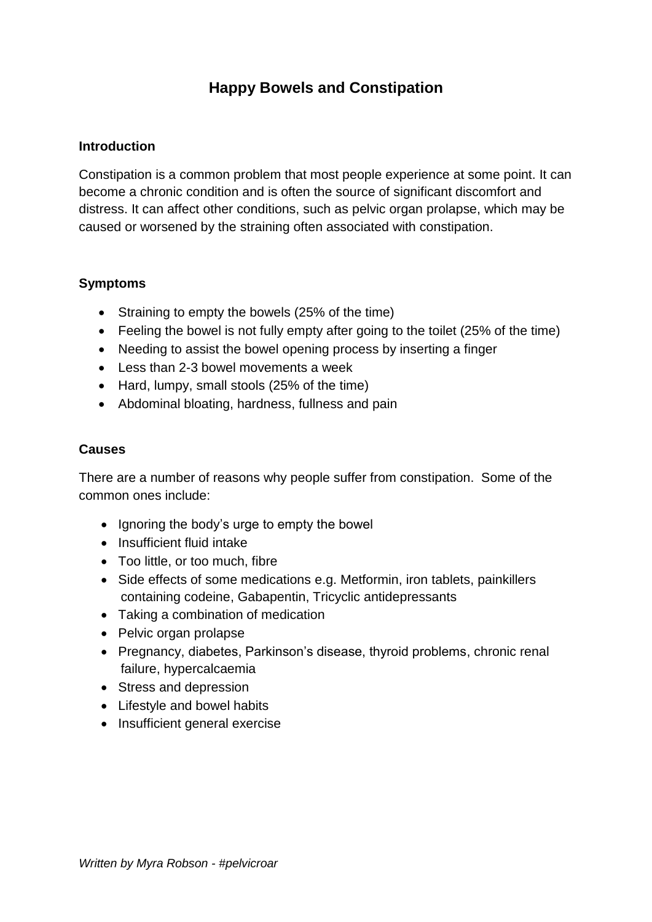# Happy Bowels and Constipation

## Introduction

Constipation is a common problem that most people experience at some point. It can become a chronic condition and is often the source of significant discomfort and distress. It can affect other conditions, such as pelvic organ prolapse, which may be caused or worsened by the straining often associated with constipation.

## Symptoms

- Straining to empty the bowels (25% of the time)
- Feeling the bowel is not fully empty after going to the toilet (25% of the time)
- Needing to assist the bowel opening process by inserting a finger
- Less than 2-3 bowel movements a week
- Hard, lumpy, small stools (25% of the time)
- Abdominal bloating, hardness, fullness and pain

## Causes

There are a number of reasons why people suffer from constipation. Some of the common ones include:

- Ignoring the body's urge to empty the bowel
- Insufficient fluid intake
- Too little, or too much, fibre
- Side effects of some medications e.g. Metformin, iron tablets, painkillers containing codeine, Gabapentin, Tricyclic antidepressants
- Taking a combination of medication
- Pelvic organ prolapse
- Pregnancy, diabetes, Parkinson's disease, thyroid problems, chronic renal failure, hypercalcaemia
- Stress and depression
- Lifestyle and bowel habits
- Insufficient general exercise

*Written by Myra Robson - #pelvicroar*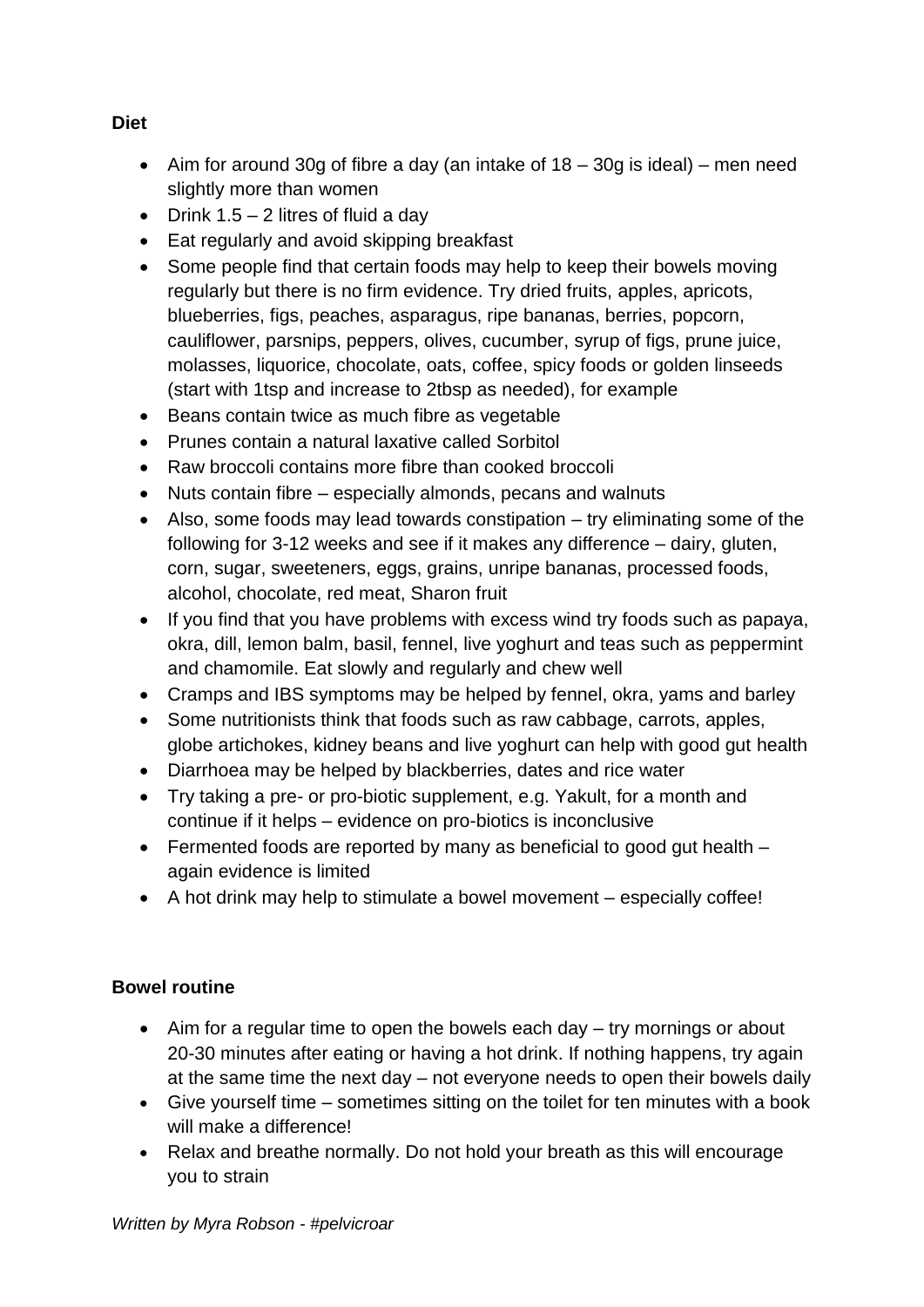**Diet**

- Aim for around 30g of fibre a day (an intake of 18 – 30g is ideal) – men need slightly more than women
- Drink 1.5 – 2 litres of fluid a day
- Eat regularly and avoid skipping breakfast
- Some people find that certain foods may help to keep their bowels moving regularly but there is no firm evidence. Try dried fruits, apples, apricots, blueberries, figs, peaches, asparagus, ripe bananas, berries, popcorn, cauliflower, parsnips, peppers, olives, cucumber, syrup of figs, prune juice, molasses, liquorice, chocolate, oats, coffee, spicy foods or golden linseeds (start with 1tsp and increase to 2tbsp as needed), for example
- Beans contain twice as much fibre as vegetable
- Prunes contain a natural laxative called Sorbitol
- Raw broccoli contains more fibre than cooked broccoli
- Nuts contain fibre – especially almonds, pecans and walnuts
- Also, some foods may lead towards constipation – try eliminating some of the following for 3-12 weeks and see if it makes any difference – dairy, gluten, corn, sugar, sweeteners, eggs, grains, unripe bananas, processed foods, alcohol, chocolate, red meat, Sharon fruit
- If you find that you have problems with excess wind try foods such as papaya, okra, dill, lemon balm, basil, fennel, live yoghurt and teas such as peppermint and chamomile. Eat slowly and regularly and chew well
- Cramps and IBS symptoms may be helped by fennel, okra, yams and barley
- Some nutritionists think that foods such as raw cabbage, carrots, apples, globe artichokes, kidney beans and live yoghurt can help with good gut health
- Diarrhoea may be helped by blackberries, dates and rice water
- Try taking a pre- or pro-biotic supplement, e.g. Yakult, for a month and continue if it helps – evidence on pro-biotics is inconclusive
- Fermented foods are reported by many as beneficial to good gut health – again evidence is limited
- A hot drink may help to stimulate a bowel movement – especially coffee!

**Bowel routine**

- Aim for a regular time to open the bowels each day – try mornings or about 20-30 minutes after eating or having a hot drink. If nothing happens, try again at the same time the next day – not everyone needs to open their bowels daily
- Give yourself time – sometimes sitting on the toilet for ten minutes with a book will make a difference!
- Relax and breathe normally. Do not hold your breath as this will encourage you to strain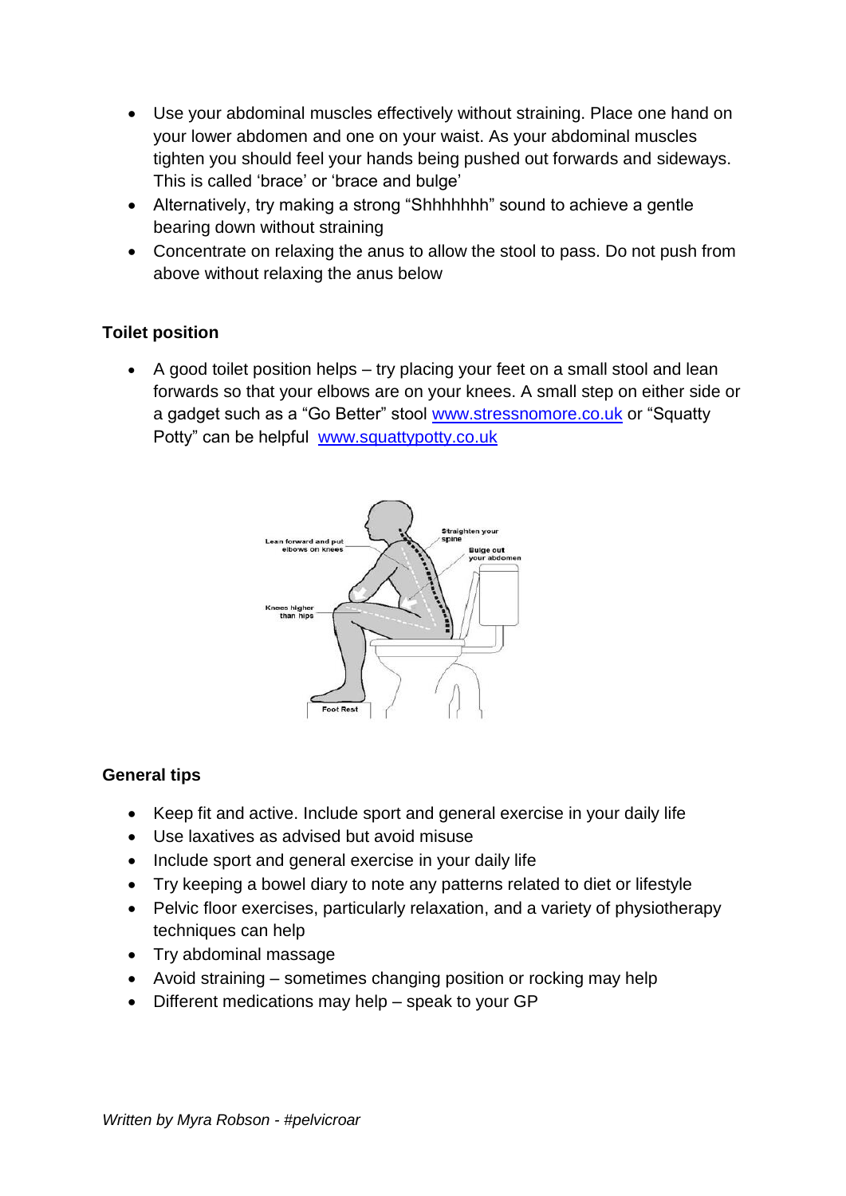- Use your abdominal muscles effectively without straining. Place one hand on your lower abdomen and one on your waist. As your abdominal muscles tighten you should feel your hands being pushed out forwards and sideways. This is called 'brace' or 'brace and bulge'
- Alternatively, try making a strong "Shhhhhhh" sound to achieve a gentle bearing down without straining
- Concentrate on relaxing the anus to allow the stool to pass. Do not push from above without relaxing the anus below

**Toilet position**

- A good toilet position helps – try placing your feet on a small stool and lean forwards so that your elbows are on your knees. A small step on either side or a gadget such as a "Go Better" stool [www.stressnomore.co.uk](http://www.stressnomore.co.uk) or "Squatty Potty" can be helpful [www.squattypotty.co.uk](http://www.squattypotty.co.uk)

**General tips**

- Keep fit and active. Include sport and general exercise in your daily life
- Use laxatives as advised but avoid misuse
- Include sport and general exercise in your daily life
- Try keeping a bowel diary to note any patterns related to diet or lifestyle
- Pelvic floor exercises, particularly relaxation, and a variety of physiotherapy techniques can help
- Try abdominal massage
- Avoid straining – sometimes changing position or rocking may help
- Different medications may help – speak to your GP

*Written by Myra Robson - #pelvicroar*